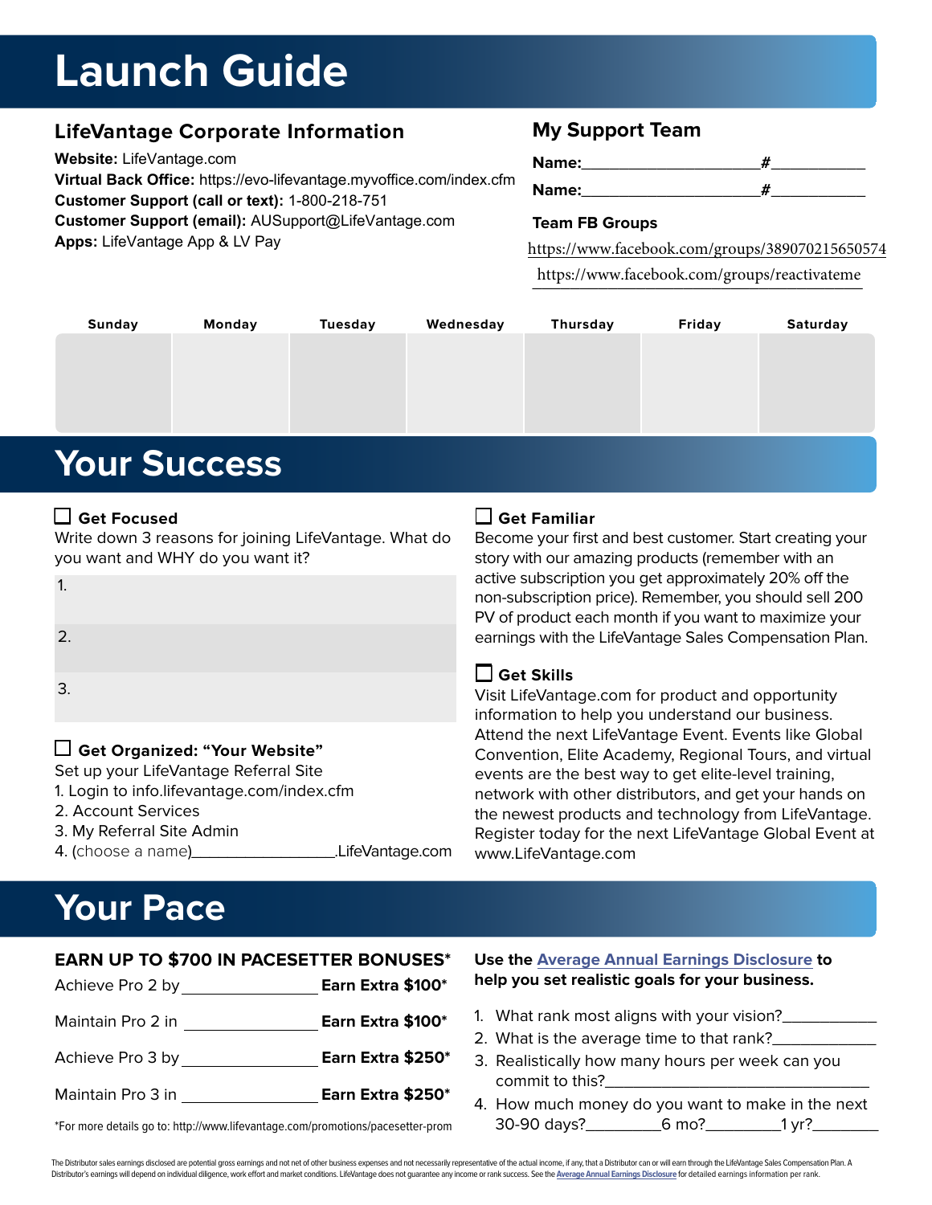# Launch Guide

## LifeVantage Corporate Information

**Website:** LifeVantage.com
**Virtual Back Office:** https://evo-lifevantage.myvoffice.com/index.cfm
**Customer Support (call or text):** 1-800-218-751
**Customer Support (email):** AUSupport@LifeVantage.com
**Apps:** LifeVantage App & LV Pay

## My Support Team

**Name:**____________________ **#**__________

**Name:**____________________ **#**__________

**Team FB Groups**

https://www.facebook.com/groups/389070215650574

https://www.facebook.com/groups/reactivateme

| Sunday | Monday | Tuesday | Wednesday | Thursday | Friday | Saturday |
|---|---|---|---|---|---|---|
| | | | | | | |

# Your Success

### ☐ Get Focused

Write down 3 reasons for joining LifeVantage. What do you want and WHY do you want it?

1.

2.

3.

### ☐ Get Organized: "Your Website"

Set up your LifeVantage Referral Site

1. Login to info.lifevantage.com/index.cfm
2. Account Services
3. My Referral Site Admin
4. (choose a name)________________.LifeVantage.com

### ☐ Get Familiar

Become your first and best customer. Start creating your story with our amazing products (remember with an active subscription you get approximately 20% off the non-subscription price). Remember, you should sell 200 PV of product each month if you want to maximize your earnings with the LifeVantage Sales Compensation Plan.

### ☐ Get Skills

Visit LifeVantage.com for product and opportunity information to help you understand our business. Attend the next LifeVantage Event. Events like Global Convention, Elite Academy, Regional Tours, and virtual events are the best way to get elite-level training, network with other distributors, and get your hands on the newest products and technology from LifeVantage. Register today for the next LifeVantage Global Event at www.LifeVantage.com

# Your Pace

### EARN UP TO $700 IN PACESETTER BONUSES*

| | |
|---|---|
| Achieve Pro 2 by ______________ | **Earn Extra $100*** |
| Maintain Pro 2 in ______________ | **Earn Extra $100*** |
| Achieve Pro 3 by ______________ | **Earn Extra $250*** |
| Maintain Pro 3 in ______________ | **Earn Extra $250*** |

*For more details go to: http://www.lifevantage.com/promotions/pacesetter-prom

**Use the Average Annual Earnings Disclosure to help you set realistic goals for your business.**

1. What rank most aligns with your vision?__________
2. What is the average time to that rank?__________
3. Realistically how many hours per week can you commit to this?__________
4. How much money do you want to make in the next 30-90 days?________6 mo?________1 yr?________

The Distributor sales earnings disclosed are potential gross earnings and not net of other business expenses and not necessarily representative of the actual income, if any, that a Distributor can or will earn through the LifeVantage Sales Compensation Plan. A Distributor's earnings will depend on individual diligence, work effort and market conditions. LifeVantage does not guarantee any income or rank success. See the Average Annual Earnings Disclosure for detailed earnings information per rank.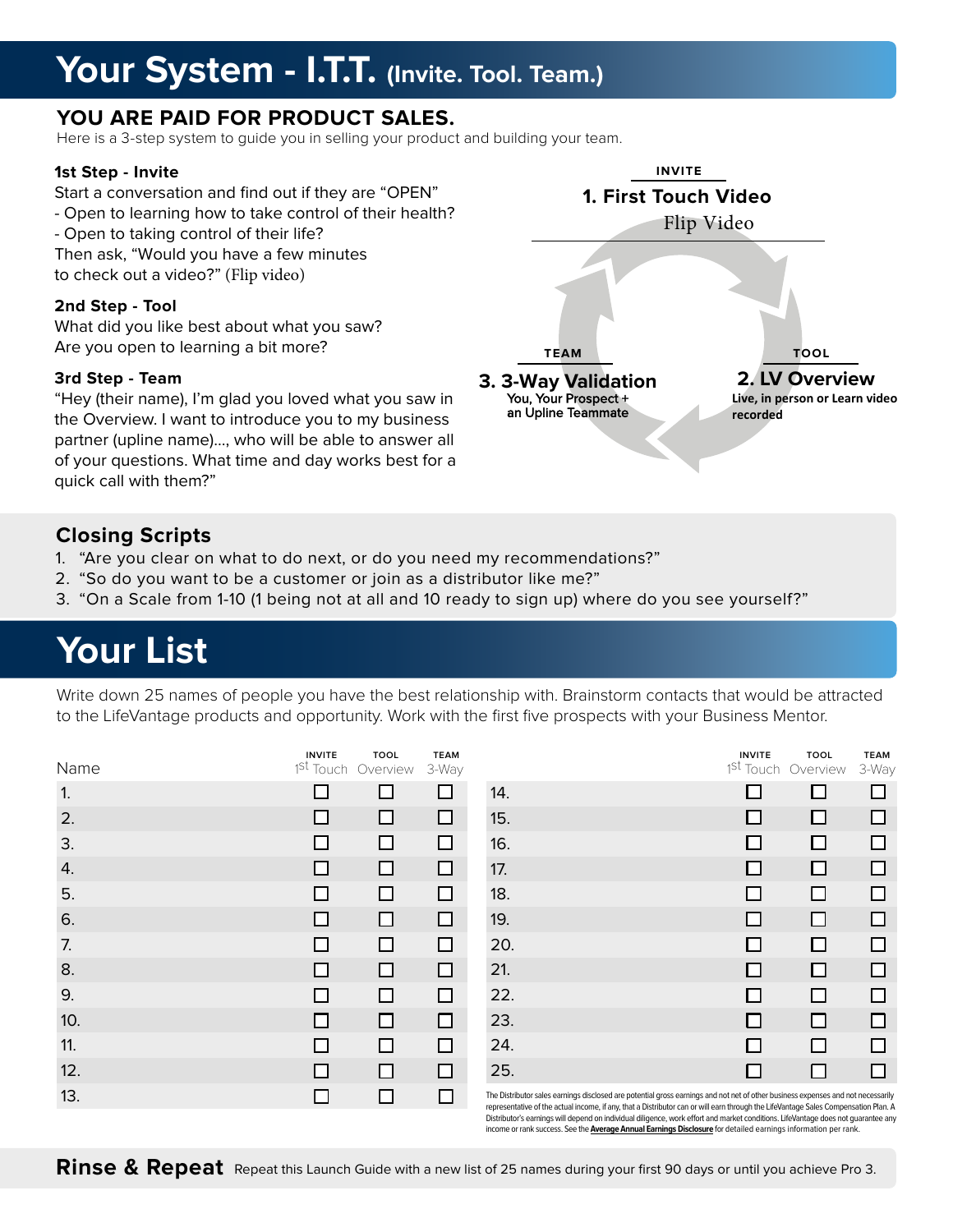// Your System - I.T.T. (Invite. Tool. Team.)

## YOU ARE PAID FOR PRODUCT SALES.

Here is a 3-step system to guide you in selling your product and building your team.

**1st Step - Invite**

Start a conversation and find out if they are "OPEN"
- Open to learning how to take control of their health?
- Open to taking control of their life?

Then ask, "Would you have a few minutes to check out a video?" (Flip video)

**2nd Step - Tool**

What did you like best about what you saw?
Are you open to learning a bit more?

**3rd Step - Team**

"Hey (their name), I'm glad you loved what you saw in the Overview. I want to introduce you to my business partner (upline name)..., who will be able to answer all of your questions. What time and day works best for a quick call with them?"

**INVITE**
**1. First Touch Video**
Flip Video

**TOOL**
**2. LV Overview**
Live, in person or Learn video recorded

**TEAM**
**3. 3-Way Validation**
You, Your Prospect + an Upline Teammate

## Closing Scripts

1. "Are you clear on what to do next, or do you need my recommendations?"
2. "So do you want to be a customer or join as a distributor like me?"
3. "On a Scale from 1-10 (1 being not at all and 10 ready to sign up) where do you see yourself?"

# Your List

Write down 25 names of people you have the best relationship with. Brainstorm contacts that would be attracted to the LifeVantage products and opportunity. Work with the first five prospects with your Business Mentor.

| Name | INVITE 1st Touch | TOOL Overview | TEAM 3-Way |
|---|---|---|---|
| 1. | ☐ | ☐ | ☐ |
| 2. | ☐ | ☐ | ☐ |
| 3. | ☐ | ☐ | ☐ |
| 4. | ☐ | ☐ | ☐ |
| 5. | ☐ | ☐ | ☐ |
| 6. | ☐ | ☐ | ☐ |
| 7. | ☐ | ☐ | ☐ |
| 8. | ☐ | ☐ | ☐ |
| 9. | ☐ | ☐ | ☐ |
| 10. | ☐ | ☐ | ☐ |
| 11. | ☐ | ☐ | ☐ |
| 12. | ☐ | ☐ | ☐ |
| 13. | ☐ | ☐ | ☐ |
| 14. | ☐ | ☐ | ☐ |
| 15. | ☐ | ☐ | ☐ |
| 16. | ☐ | ☐ | ☐ |
| 17. | ☐ | ☐ | ☐ |
| 18. | ☐ | ☐ | ☐ |
| 19. | ☐ | ☐ | ☐ |
| 20. | ☐ | ☐ | ☐ |
| 21. | ☐ | ☐ | ☐ |
| 22. | ☐ | ☐ | ☐ |
| 23. | ☐ | ☐ | ☐ |
| 24. | ☐ | ☐ | ☐ |
| 25. | ☐ | ☐ | ☐ |

The Distributor sales earnings disclosed are potential gross earnings and not net of other business expenses and not necessarily representative of the actual income, if any, that a Distributor can or will earn through the LifeVantage Sales Compensation Plan. A Distributor's earnings will depend on individual diligence, work effort and market conditions. LifeVantage does not guarantee any income or rank success. See the **Average Annual Earnings Disclosure** for detailed earnings information per rank.

**Rinse & Repeat** Repeat this Launch Guide with a new list of 25 names during your first 90 days or until you achieve Pro 3.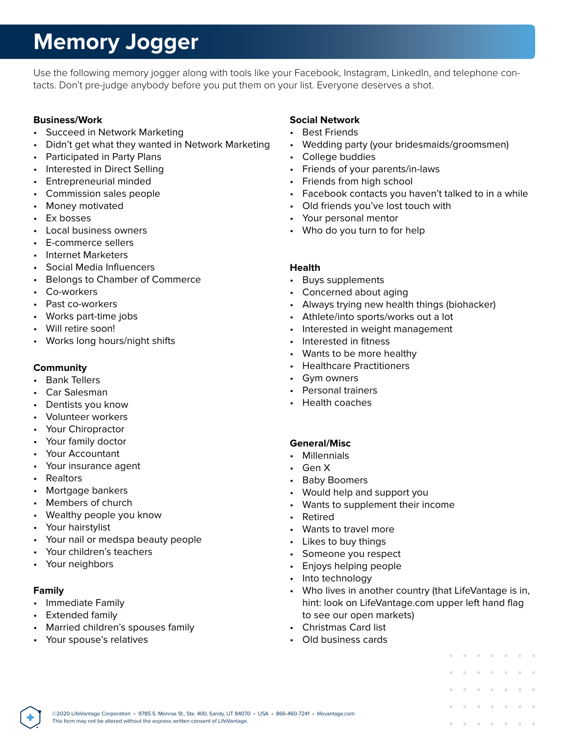# Memory Jogger

Use the following memory jogger along with tools like your Facebook, Instagram, LinkedIn, and telephone contacts. Don't pre-judge anybody before you put them on your list. Everyone deserves a shot.

### Business/Work

- Succeed in Network Marketing
- Didn't get what they wanted in Network Marketing
- Participated in Party Plans
- Interested in Direct Selling
- Entrepreneurial minded
- Commission sales people
- Money motivated
- Ex bosses
- Local business owners
- E-commerce sellers
- Internet Marketers
- Social Media Influencers
- Belongs to Chamber of Commerce
- Co-workers
- Past co-workers
- Works part-time jobs
- Will retire soon!
- Works long hours/night shifts

### Community

- Bank Tellers
- Car Salesman
- Dentists you know
- Volunteer workers
- Your Chiropractor
- Your family doctor
- Your Accountant
- Your insurance agent
- Realtors
- Mortgage bankers
- Members of church
- Wealthy people you know
- Your hairstylist
- Your nail or medspa beauty people
- Your children's teachers
- Your neighbors

### Family

- Immediate Family
- Extended family
- Married children's spouses family
- Your spouse's relatives

### Social Network

- Best Friends
- Wedding party (your bridesmaids/groomsmen)
- College buddies
- Friends of your parents/in-laws
- Friends from high school
- Facebook contacts you haven't talked to in a while
- Old friends you've lost touch with
- Your personal mentor
- Who do you turn to for help

### Health

- Buys supplements
- Concerned about aging
- Always trying new health things (biohacker)
- Athlete/into sports/works out a lot
- Interested in weight management
- Interested in fitness
- Wants to be more healthy
- Healthcare Practitioners
- Gym owners
- Personal trainers
- Health coaches

### General/Misc

- Millennials
- Gen X
- Baby Boomers
- Would help and support you
- Wants to supplement their income
- Retired
- Wants to travel more
- Likes to buy things
- Someone you respect
- Enjoys helping people
- Into technology
- Who lives in another country (that LifeVantage is in, hint: look on LifeVantage.com upper left hand flag to see our open markets)
- Christmas Card list
- Old business cards

©2020 LifeVantage Corporation • 9785 S. Monroe St., Ste. 400, Sandy, UT 84070 • USA • 866-460-7241 • lifevantage.com
This form may not be altered without the express written consent of LifeVantage.